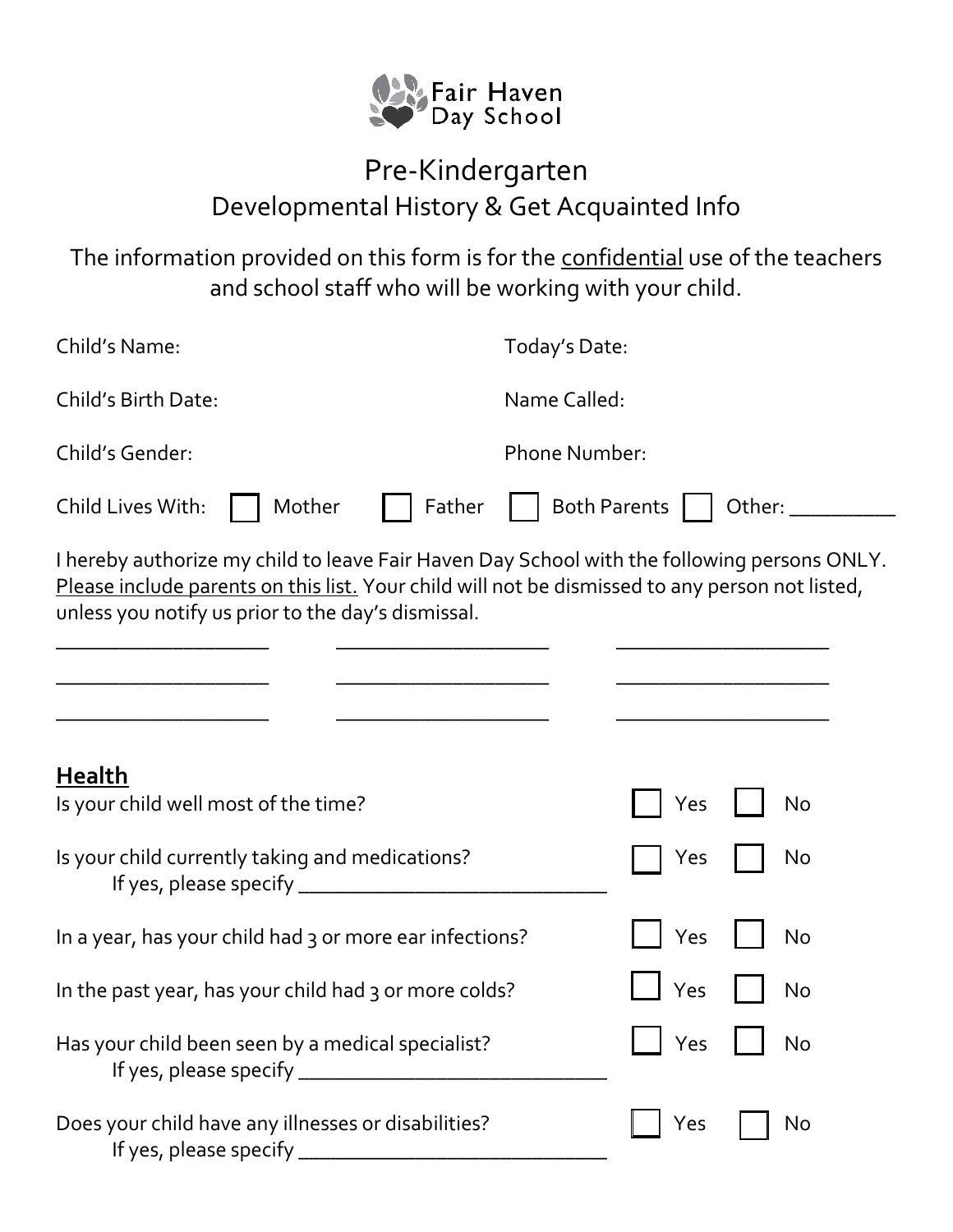Fair Haven Day School

# Pre-Kindergarten

## Developmental History & Get Acquainted Info

The information provided on this form is for the confidential use of the teachers and school staff who will be working with your child.

Child's Name: Today's Date:

Child's Birth Date: Name Called:

Child's Gender: Phone Number:

Child Lives With: ☐ Mother ☐ Father ☐ Both Parents ☐ Other: __________

I hereby authorize my child to leave Fair Haven Day School with the following persons ONLY. Please include parents on this list. Your child will not be dismissed to any person not listed, unless you notify us prior to the day's dismissal.

____________________ ____________________ ____________________

____________________ ____________________ ____________________

____________________ ____________________ ____________________

## Health

Is your child well most of the time? ☐ Yes ☐ No

Is your child currently taking and medications? ☐ Yes ☐ No
If yes, please specify ____________________________

In a year, has your child had 3 or more ear infections? ☐ Yes ☐ No

In the past year, has your child had 3 or more colds? ☐ Yes ☐ No

Has your child been seen by a medical specialist? ☐ Yes ☐ No
If yes, please specify ____________________________

Does your child have any illnesses or disabilities? ☐ Yes ☐ No
If yes, please specify ____________________________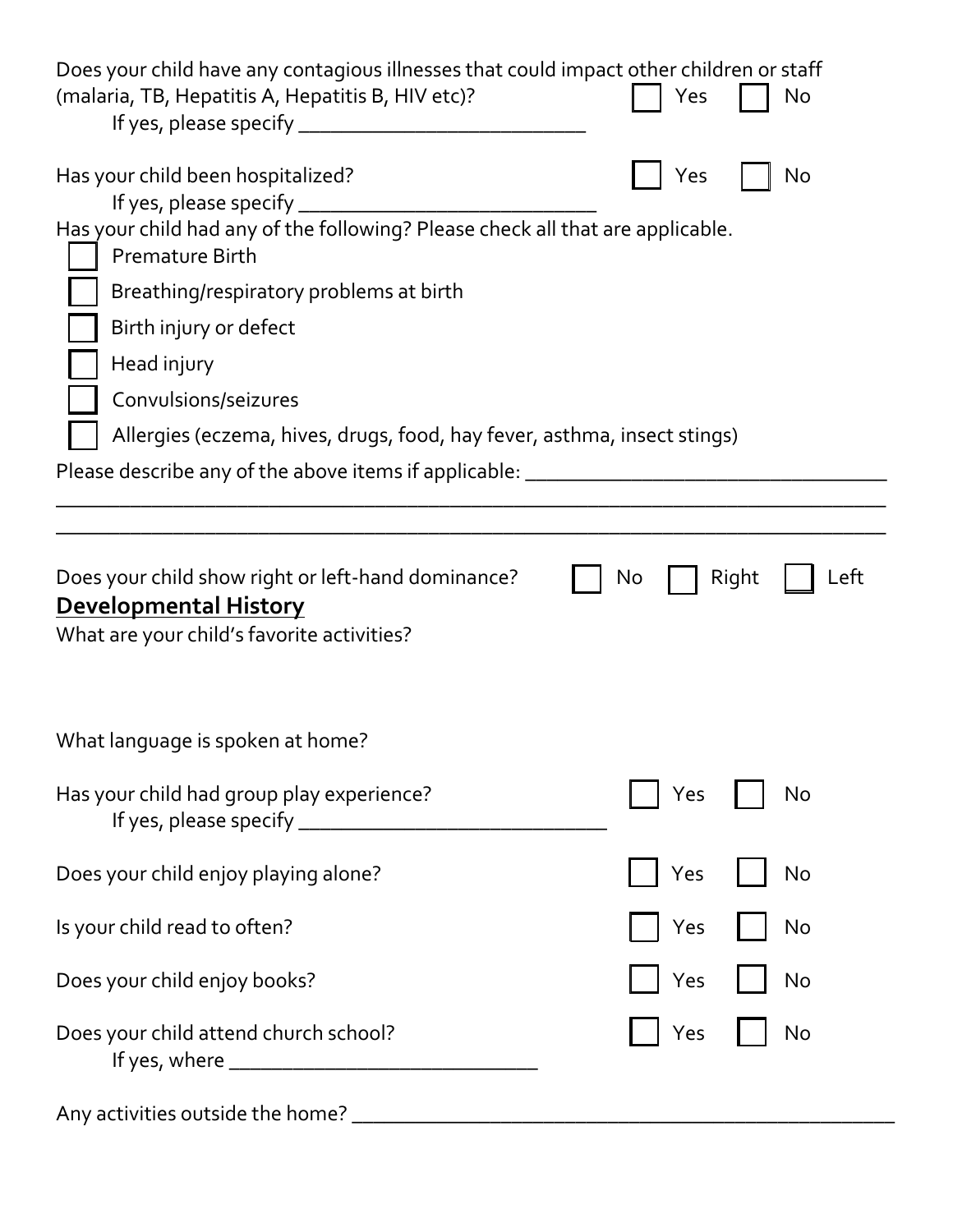Does your child have any contagious illnesses that could impact other children or staff (malaria, TB, Hepatitis A, Hepatitis B, HIV etc)? ☐ Yes ☐ No

If yes, please specify ___________________________

Has your child been hospitalized? ☐ Yes ☐ No

If yes, please specify ____________________________

Has your child had any of the following? Please check all that are applicable.

- ☐ Premature Birth
- ☐ Breathing/respiratory problems at birth
- ☐ Birth injury or defect
- ☐ Head injury
- ☐ Convulsions/seizures
- ☐ Allergies (eczema, hives, drugs, food, hay fever, asthma, insect stings)

Please describe any of the above items if applicable: __________________________________

________________________________________________________________________________

________________________________________________________________________________

Does your child show right or left-hand dominance? ☐ No ☐ Right ☐ Left

## Developmental History

What are your child's favorite activities?

What language is spoken at home?

Has your child had group play experience? ☐ Yes ☐ No

If yes, please specify _____________________________

Does your child enjoy playing alone? ☐ Yes ☐ No

Is your child read to often? ☐ Yes ☐ No

Does your child enjoy books? ☐ Yes ☐ No

Does your child attend church school? ☐ Yes ☐ No

If yes, where _____________________________

Any activities outside the home? _____________________________________________________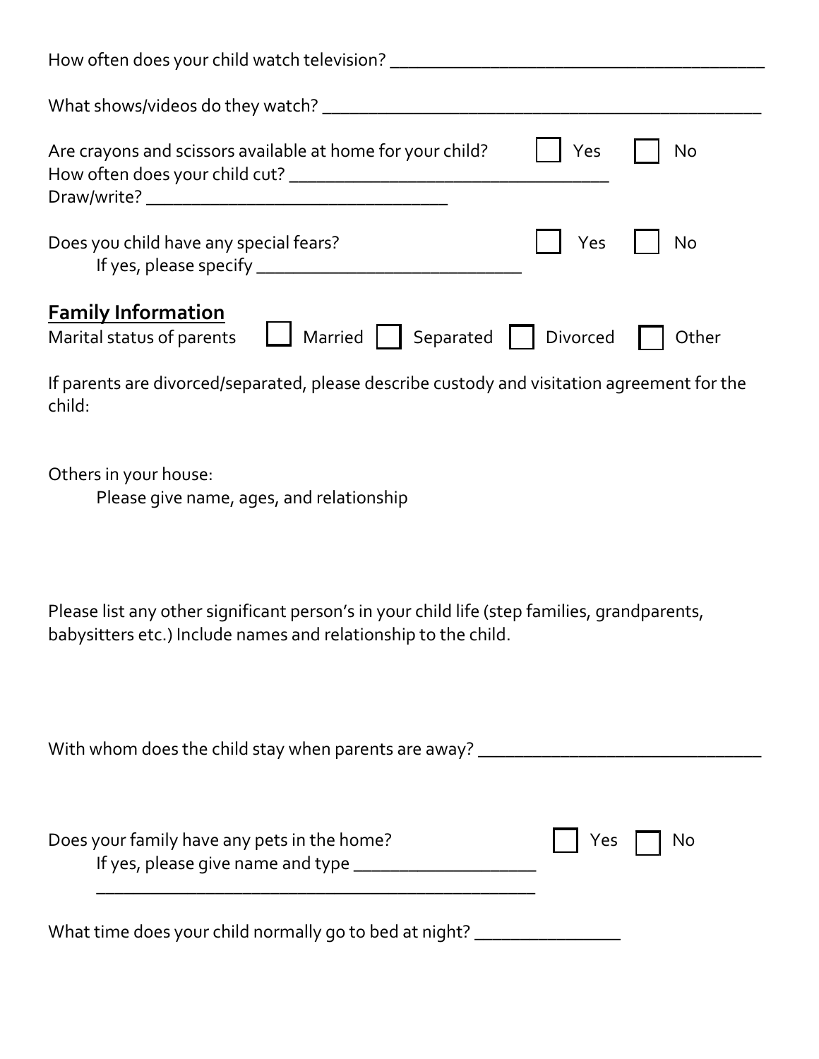How often does your child watch television? ________________________________________

What shows/videos do they watch? ________________________________________________

Are crayons and scissors available at home for your child? ☐ Yes ☐ No
How often does your child cut? ___________________________________
Draw/write? ________________________________

Does you child have any special fears? ☐ Yes ☐ No
If yes, please specify ____________________________

## Family Information

Marital status of parents ☐ Married ☐ Separated ☐ Divorced ☐ Other

If parents are divorced/separated, please describe custody and visitation agreement for the child:

Others in your house:
Please give name, ages, and relationship

Please list any other significant person's in your child life (step families, grandparents, babysitters etc.) Include names and relationship to the child.

With whom does the child stay when parents are away? ______________________________

Does your family have any pets in the home? ☐ Yes ☐ No
If yes, please give name and type ___________________
_______________________________________________

What time does your child normally go to bed at night? _______________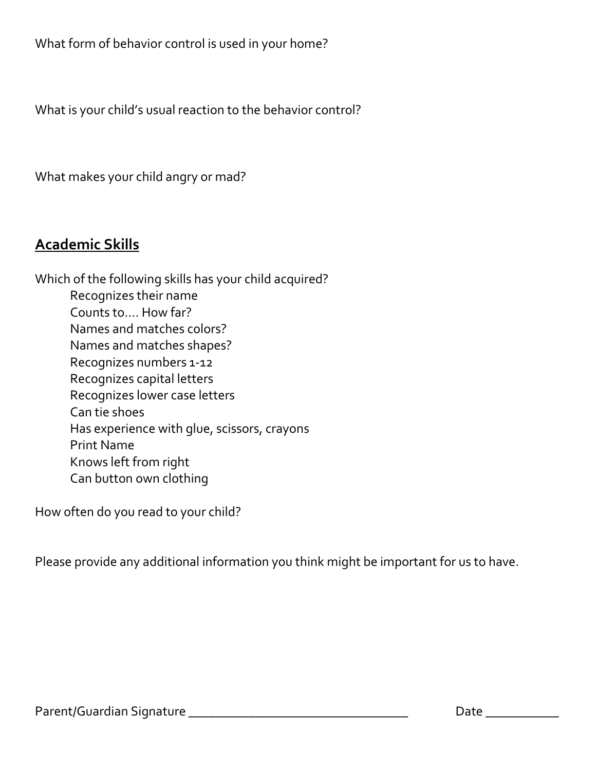What form of behavior control is used in your home?

What is your child's usual reaction to the behavior control?

What makes your child angry or mad?

## Academic Skills

Which of the following skills has your child acquired?

- Recognizes their name
- Counts to.... How far?
- Names and matches colors?
- Names and matches shapes?
- Recognizes numbers 1-12
- Recognizes capital letters
- Recognizes lower case letters
- Can tie shoes
- Has experience with glue, scissors, crayons
- Print Name
- Knows left from right
- Can button own clothing

How often do you read to your child?

Please provide any additional information you think might be important for us to have.

Parent/Guardian Signature ________________________________ Date ___________